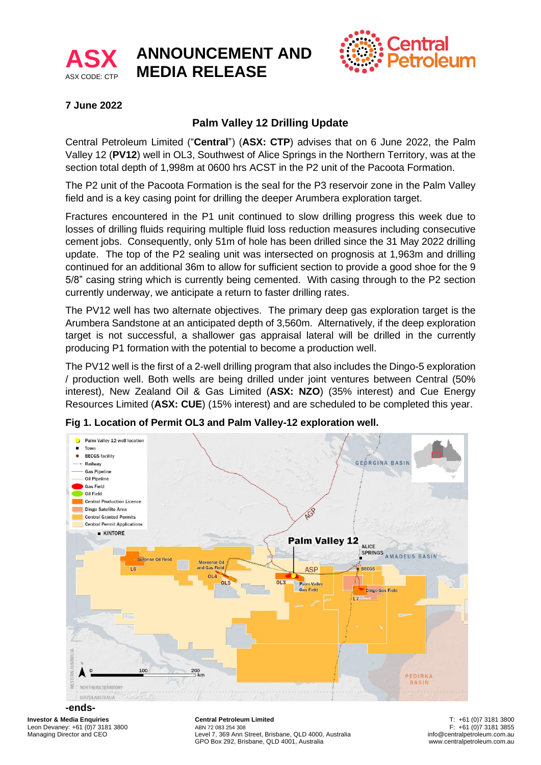**ASX**
ASX CODE: CTP

# ANNOUNCEMENT AND MEDIA RELEASE

**7 June 2022**

## Palm Valley 12 Drilling Update

Central Petroleum Limited ("**Central**") (**ASX: CTP**) advises that on 6 June 2022, the Palm Valley 12 (**PV12**) well in OL3, Southwest of Alice Springs in the Northern Territory, was at the section total depth of 1,998m at 0600 hrs ACST in the P2 unit of the Pacoota Formation.

The P2 unit of the Pacoota Formation is the seal for the P3 reservoir zone in the Palm Valley field and is a key casing point for drilling the deeper Arumbera exploration target.

Fractures encountered in the P1 unit continued to slow drilling progress this week due to losses of drilling fluids requiring multiple fluid loss reduction measures including consecutive cement jobs. Consequently, only 51m of hole has been drilled since the 31 May 2022 drilling update. The top of the P2 sealing unit was intersected on prognosis at 1,963m and drilling continued for an additional 36m to allow for sufficient section to provide a good shoe for the 9 5/8" casing string which is currently being cemented. With casing through to the P2 section currently underway, we anticipate a return to faster drilling rates.

The PV12 well has two alternate objectives. The primary deep gas exploration target is the Arumbera Sandstone at an anticipated depth of 3,560m. Alternatively, if the deep exploration target is not successful, a shallower gas appraisal lateral will be drilled in the currently producing P1 formation with the potential to become a production well.

The PV12 well is the first of a 2-well drilling program that also includes the Dingo-5 exploration / production well. Both wells are being drilled under joint ventures between Central (50% interest), New Zealand Oil & Gas Limited (**ASX: NZO**) (35% interest) and Cue Energy Resources Limited (**ASX: CUE**) (15% interest) and are scheduled to be completed this year.

**Fig 1. Location of Permit OL3 and Palm Valley-12 exploration well.**

-ends-

**Investor & Media Enquiries**
Leon Devaney: +61 (0)7 3181 3800
Managing Director and CEO

**Central Petroleum Limited**
ABN 72 083 254 308
Level 7, 369 Ann Street, Brisbane, QLD 4000, Australia
GPO Box 292, Brisbane, QLD 4001, Australia

T: +61 (0)7 3181 3800
F: +61 (0)7 3181 3855
info@centralpetroleum.com.au
www.centralpetroleum.com.au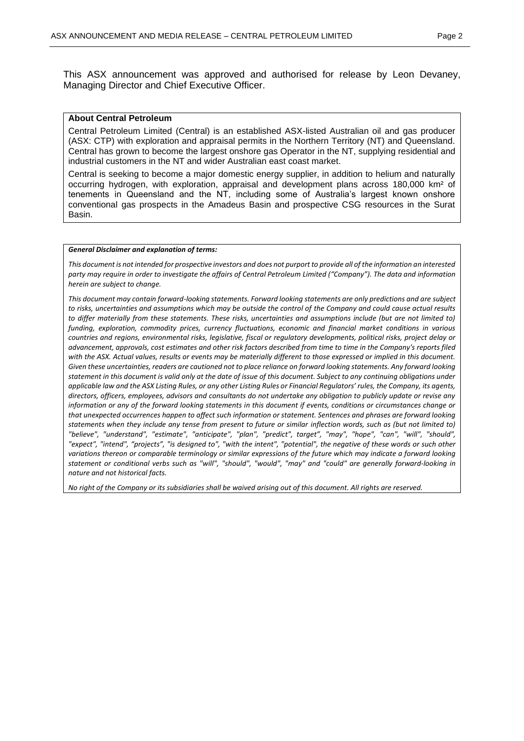This ASX announcement was approved and authorised for release by Leon Devaney, Managing Director and Chief Executive Officer.

**About Central Petroleum**

Central Petroleum Limited (Central) is an established ASX-listed Australian oil and gas producer (ASX: CTP) with exploration and appraisal permits in the Northern Territory (NT) and Queensland. Central has grown to become the largest onshore gas Operator in the NT, supplying residential and industrial customers in the NT and wider Australian east coast market.

Central is seeking to become a major domestic energy supplier, in addition to helium and naturally occurring hydrogen, with exploration, appraisal and development plans across 180,000 km² of tenements in Queensland and the NT, including some of Australia's largest known onshore conventional gas prospects in the Amadeus Basin and prospective CSG resources in the Surat Basin.

***General Disclaimer and explanation of terms:***

*This document is not intended for prospective investors and does not purport to provide all of the information an interested party may require in order to investigate the affairs of Central Petroleum Limited ("Company"). The data and information herein are subject to change.*

*This document may contain forward-looking statements. Forward looking statements are only predictions and are subject to risks, uncertainties and assumptions which may be outside the control of the Company and could cause actual results to differ materially from these statements. These risks, uncertainties and assumptions include (but are not limited to) funding, exploration, commodity prices, currency fluctuations, economic and financial market conditions in various countries and regions, environmental risks, legislative, fiscal or regulatory developments, political risks, project delay or advancement, approvals, cost estimates and other risk factors described from time to time in the Company's reports filed with the ASX. Actual values, results or events may be materially different to those expressed or implied in this document. Given these uncertainties, readers are cautioned not to place reliance on forward looking statements. Any forward looking statement in this document is valid only at the date of issue of this document. Subject to any continuing obligations under applicable law and the ASX Listing Rules, or any other Listing Rules or Financial Regulators' rules, the Company, its agents, directors, officers, employees, advisors and consultants do not undertake any obligation to publicly update or revise any information or any of the forward looking statements in this document if events, conditions or circumstances change or that unexpected occurrences happen to affect such information or statement. Sentences and phrases are forward looking statements when they include any tense from present to future or similar inflection words, such as (but not limited to) "believe", "understand", "estimate", "anticipate", "plan", "predict", target", "may", "hope", "can", "will", "should", "expect", "intend", "projects", "is designed to", "with the intent", "potential", the negative of these words or such other variations thereon or comparable terminology or similar expressions of the future which may indicate a forward looking statement or conditional verbs such as "will", "should", "would", "may" and "could" are generally forward-looking in nature and not historical facts.*

*No right of the Company or its subsidiaries shall be waived arising out of this document. All rights are reserved.*